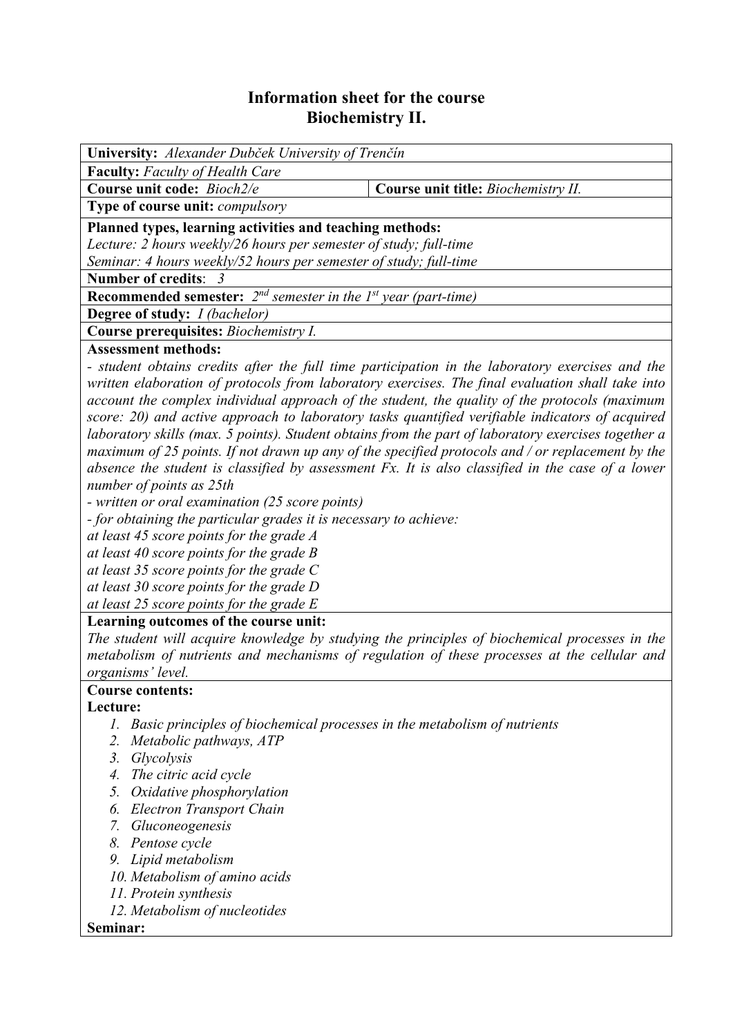# Information sheet for the course
# Biochemistry II.

**University:** *Alexander Dubček University of Trenčín*

**Faculty:** *Faculty of Health Care*

**Course unit code:** *Bioch2/e*

**Course unit title:** *Biochemistry II.*

**Type of course unit:** *compulsory*

**Planned types, learning activities and teaching methods:**
*Lecture: 2 hours weekly/26 hours per semester of study; full-time*
*Seminar: 4 hours weekly/52 hours per semester of study; full-time*

**Number of credits**: *3*

**Recommended semester:** *2nd semester in the 1st year (part-time)*

**Degree of study:** *I (bachelor)*

**Course prerequisites:** *Biochemistry I.*

**Assessment methods:**

*- student obtains credits after the full time participation in the laboratory exercises and the written elaboration of protocols from laboratory exercises. The final evaluation shall take into account the complex individual approach of the student, the quality of the protocols (maximum score: 20) and active approach to laboratory tasks quantified verifiable indicators of acquired laboratory skills (max. 5 points). Student obtains from the part of laboratory exercises together a maximum of 25 points. If not drawn up any of the specified protocols and / or replacement by the absence the student is classified by assessment Fx. It is also classified in the case of a lower number of points as 25th*

*- written or oral examination (25 score points)*

*- for obtaining the particular grades it is necessary to achieve:*

*at least 45 score points for the grade A*
*at least 40 score points for the grade B*
*at least 35 score points for the grade C*
*at least 30 score points for the grade D*
*at least 25 score points for the grade E*

**Learning outcomes of the course unit:**

*The student will acquire knowledge by studying the principles of biochemical processes in the metabolism of nutrients and mechanisms of regulation of these processes at the cellular and organisms' level.*

**Course contents:**

**Lecture:**

1. *Basic principles of biochemical processes in the metabolism of nutrients*
2. *Metabolic pathways, ATP*
3. *Glycolysis*
4. *The citric acid cycle*
5. *Oxidative phosphorylation*
6. *Electron Transport Chain*
7. *Gluconeogenesis*
8. *Pentose cycle*
9. *Lipid metabolism*
10. *Metabolism of amino acids*
11. *Protein synthesis*
12. *Metabolism of nucleotides*

**Seminar:**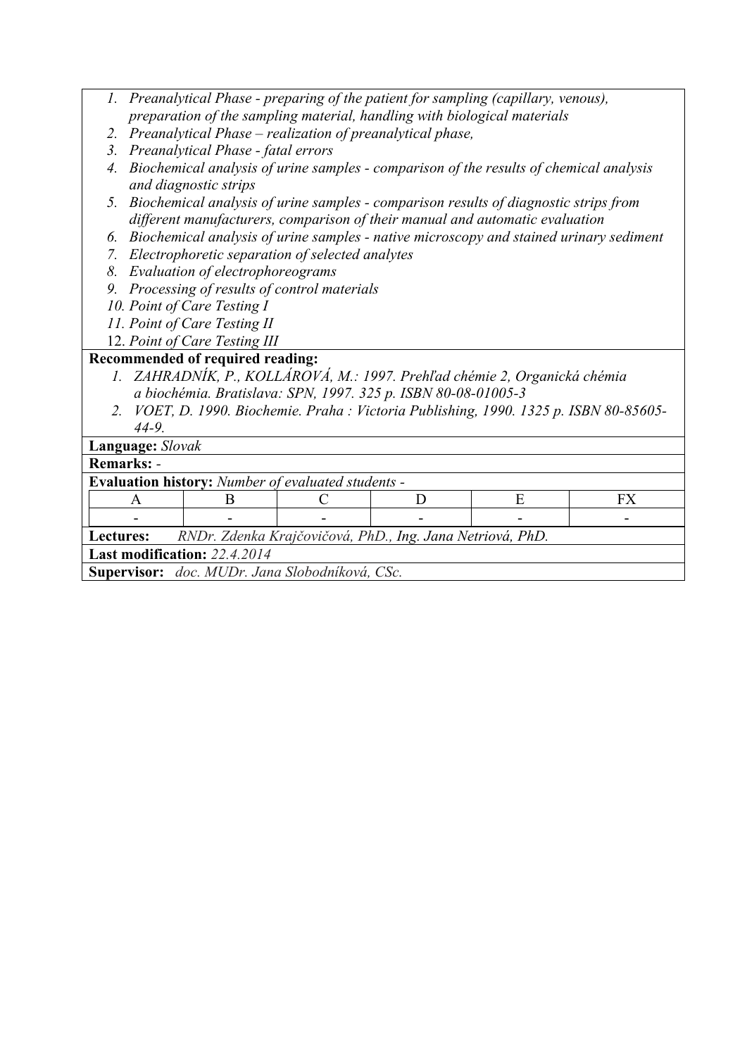1. *Preanalytical Phase - preparing of the patient for sampling (capillary, venous), preparation of the sampling material, handling with biological materials*
2. *Preanalytical Phase – realization of preanalytical phase,*
3. *Preanalytical Phase - fatal errors*
4. *Biochemical analysis of urine samples - comparison of the results of chemical analysis and diagnostic strips*
5. *Biochemical analysis of urine samples - comparison results of diagnostic strips from different manufacturers, comparison of their manual and automatic evaluation*
6. *Biochemical analysis of urine samples - native microscopy and stained urinary sediment*
7. *Electrophoretic separation of selected analytes*
8. *Evaluation of electrophoreograms*
9. *Processing of results of control materials*
10. *Point of Care Testing I*
11. *Point of Care Testing II*
12. *Point of Care Testing III*

**Recommended of required reading:**

1. *ZAHRADNÍK, P., KOLLÁROVÁ, M.: 1997. Prehľad chémie 2, Organická chémia a biochémia. Bratislava: SPN, 1997. 325 p. ISBN 80-08-01005-3*
2. *VOET, D. 1990. Biochemie. Praha : Victoria Publishing, 1990. 1325 p. ISBN 80-85605-44-9.*

**Language:** *Slovak*

**Remarks:** -

**Evaluation history:** *Number of evaluated students -*

| A | B | C | D | E | FX |
|---|---|---|---|---|---|
| - | - | - | - | - | - |

**Lectures:** *RNDr. Zdenka Krajčovičová, PhD., Ing. Jana Netriová, PhD.*

**Last modification:** *22.4.2014*

**Supervisor:** *doc. MUDr. Jana Slobodníková, CSc.*